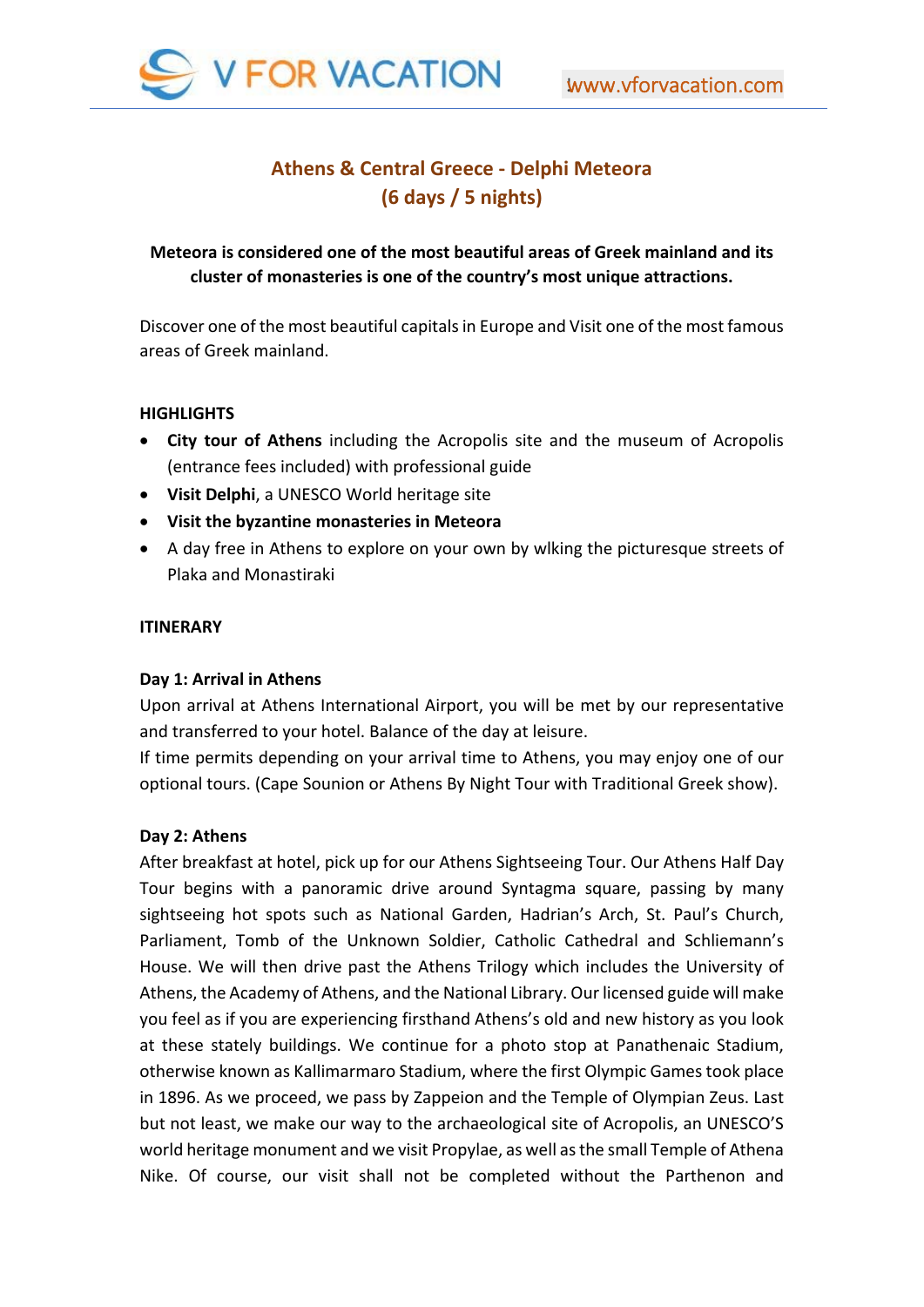# Athens & Central Greece - Delphi Meteora
## (6 days / 5 nights)

**Meteora is considered one of the most beautiful areas of Greek mainland and its cluster of monasteries is one of the country's most unique attractions.**

Discover one of the most beautiful capitals in Europe and Visit one of the most famous areas of Greek mainland.

**HIGHLIGHTS**

- **City tour of Athens** including the Acropolis site and the museum of Acropolis (entrance fees included) with professional guide
- **Visit Delphi**, a UNESCO World heritage site
- **Visit the byzantine monasteries in Meteora**
- A day free in Athens to explore on your own by wlking the picturesque streets of Plaka and Monastiraki

**ITINERARY**

**Day 1: Arrival in Athens**

Upon arrival at Athens International Airport, you will be met by our representative and transferred to your hotel. Balance of the day at leisure.

If time permits depending on your arrival time to Athens, you may enjoy one of our optional tours. (Cape Sounion or Athens By Night Tour with Traditional Greek show).

**Day 2: Athens**

After breakfast at hotel, pick up for our Athens Sightseeing Tour. Our Athens Half Day Tour begins with a panoramic drive around Syntagma square, passing by many sightseeing hot spots such as National Garden, Hadrian's Arch, St. Paul's Church, Parliament, Tomb of the Unknown Soldier, Catholic Cathedral and Schliemann's House. We will then drive past the Athens Trilogy which includes the University of Athens, the Academy of Athens, and the National Library. Our licensed guide will make you feel as if you are experiencing firsthand Athens's old and new history as you look at these stately buildings. We continue for a photo stop at Panathenaic Stadium, otherwise known as Kallimarmaro Stadium, where the first Olympic Games took place in 1896. As we proceed, we pass by Zappeion and the Temple of Olympian Zeus. Last but not least, we make our way to the archaeological site of Acropolis, an UNESCO'S world heritage monument and we visit Propylae, as well as the small Temple of Athena Nike. Of course, our visit shall not be completed without the Parthenon and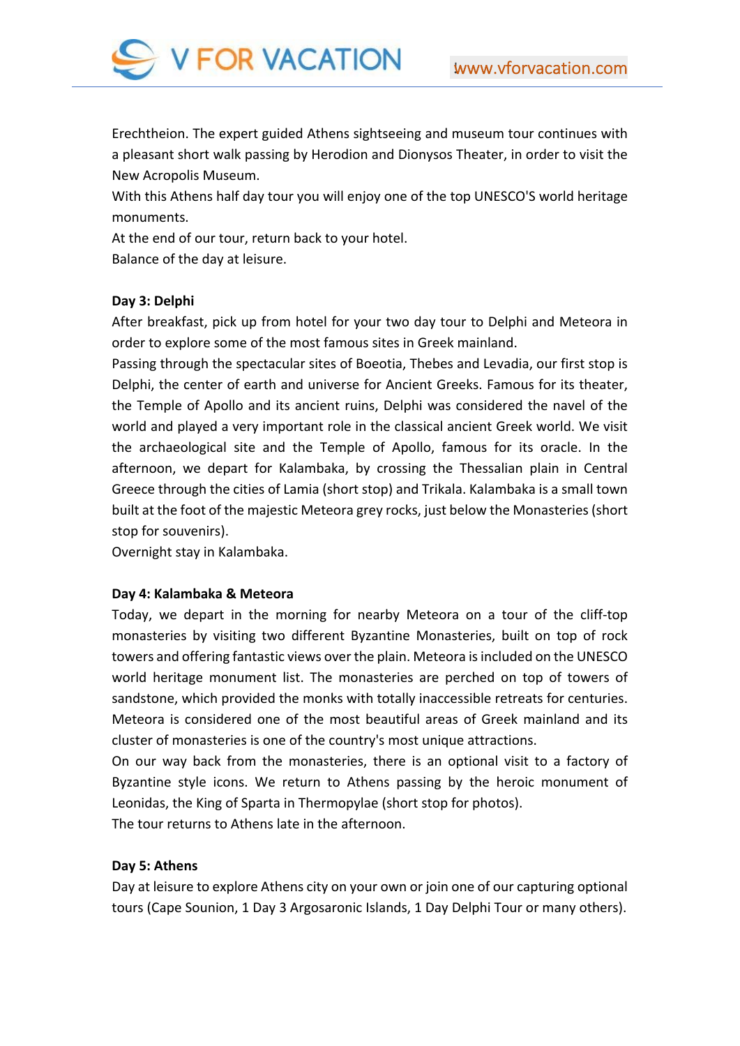Erechtheion. The expert guided Athens sightseeing and museum tour continues with a pleasant short walk passing by Herodion and Dionysos Theater, in order to visit the New Acropolis Museum.

With this Athens half day tour you will enjoy one of the top UNESCO'S world heritage monuments.

At the end of our tour, return back to your hotel.

Balance of the day at leisure.

**Day 3: Delphi**

After breakfast, pick up from hotel for your two day tour to Delphi and Meteora in order to explore some of the most famous sites in Greek mainland.

Passing through the spectacular sites of Boeotia, Thebes and Levadia, our first stop is Delphi, the center of earth and universe for Ancient Greeks. Famous for its theater, the Temple of Apollo and its ancient ruins, Delphi was considered the navel of the world and played a very important role in the classical ancient Greek world. We visit the archaeological site and the Temple of Apollo, famous for its oracle. In the afternoon, we depart for Kalambaka, by crossing the Thessalian plain in Central Greece through the cities of Lamia (short stop) and Trikala. Kalambaka is a small town built at the foot of the majestic Meteora grey rocks, just below the Monasteries (short stop for souvenirs).

Overnight stay in Kalambaka.

**Day 4: Kalambaka & Meteora**

Today, we depart in the morning for nearby Meteora on a tour of the cliff-top monasteries by visiting two different Byzantine Monasteries, built on top of rock towers and offering fantastic views over the plain. Meteora is included on the UNESCO world heritage monument list. The monasteries are perched on top of towers of sandstone, which provided the monks with totally inaccessible retreats for centuries. Meteora is considered one of the most beautiful areas of Greek mainland and its cluster of monasteries is one of the country's most unique attractions.

On our way back from the monasteries, there is an optional visit to a factory of Byzantine style icons. We return to Athens passing by the heroic monument of Leonidas, the King of Sparta in Thermopylae (short stop for photos).

The tour returns to Athens late in the afternoon.

**Day 5: Athens**

Day at leisure to explore Athens city on your own or join one of our capturing optional tours (Cape Sounion, 1 Day 3 Argosaronic Islands, 1 Day Delphi Tour or many others).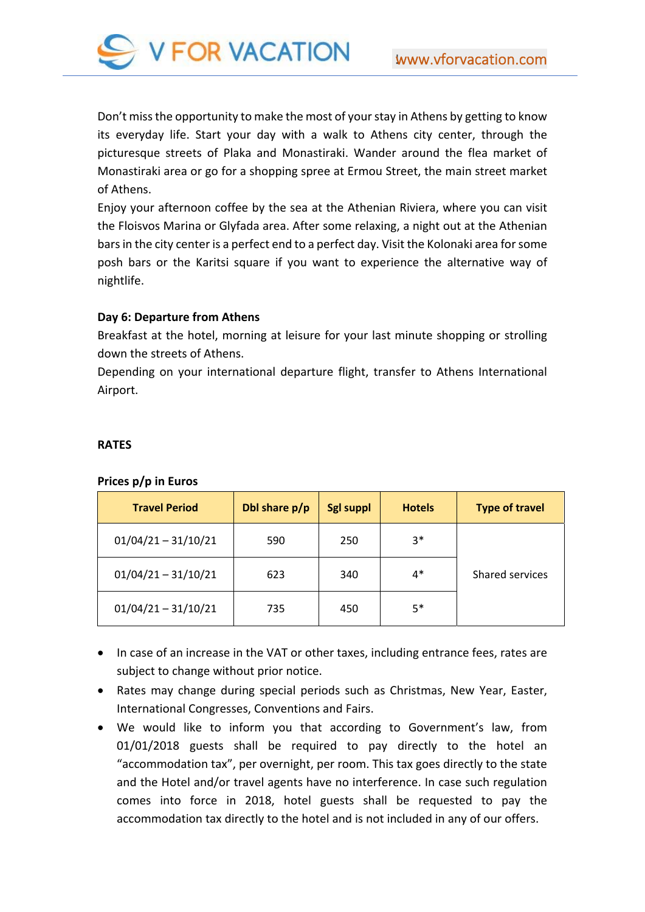Don't miss the opportunity to make the most of your stay in Athens by getting to know its everyday life. Start your day with a walk to Athens city center, through the picturesque streets of Plaka and Monastiraki. Wander around the flea market of Monastiraki area or go for a shopping spree at Ermou Street, the main street market of Athens.
Enjoy your afternoon coffee by the sea at the Athenian Riviera, where you can visit the Floisvos Marina or Glyfada area. After some relaxing, a night out at the Athenian bars in the city center is a perfect end to a perfect day. Visit the Kolonaki area for some posh bars or the Karitsi square if you want to experience the alternative way of nightlife.

**Day 6: Departure from Athens**
Breakfast at the hotel, morning at leisure for your last minute shopping or strolling down the streets of Athens.
Depending on your international departure flight, transfer to Athens International Airport.

**RATES**

**Prices p/p in Euros**

| Travel Period | Dbl share p/p | Sgl suppl | Hotels | Type of travel |
|---|---|---|---|---|
| 01/04/21 – 31/10/21 | 590 | 250 | 3* | Shared services |
| 01/04/21 – 31/10/21 | 623 | 340 | 4* | |
| 01/04/21 – 31/10/21 | 735 | 450 | 5* | |

- In case of an increase in the VAT or other taxes, including entrance fees, rates are subject to change without prior notice.
- Rates may change during special periods such as Christmas, New Year, Easter, International Congresses, Conventions and Fairs.
- We would like to inform you that according to Government's law, from 01/01/2018 guests shall be required to pay directly to the hotel an "accommodation tax", per overnight, per room. This tax goes directly to the state and the Hotel and/or travel agents have no interference. In case such regulation comes into force in 2018, hotel guests shall be requested to pay the accommodation tax directly to the hotel and is not included in any of our offers.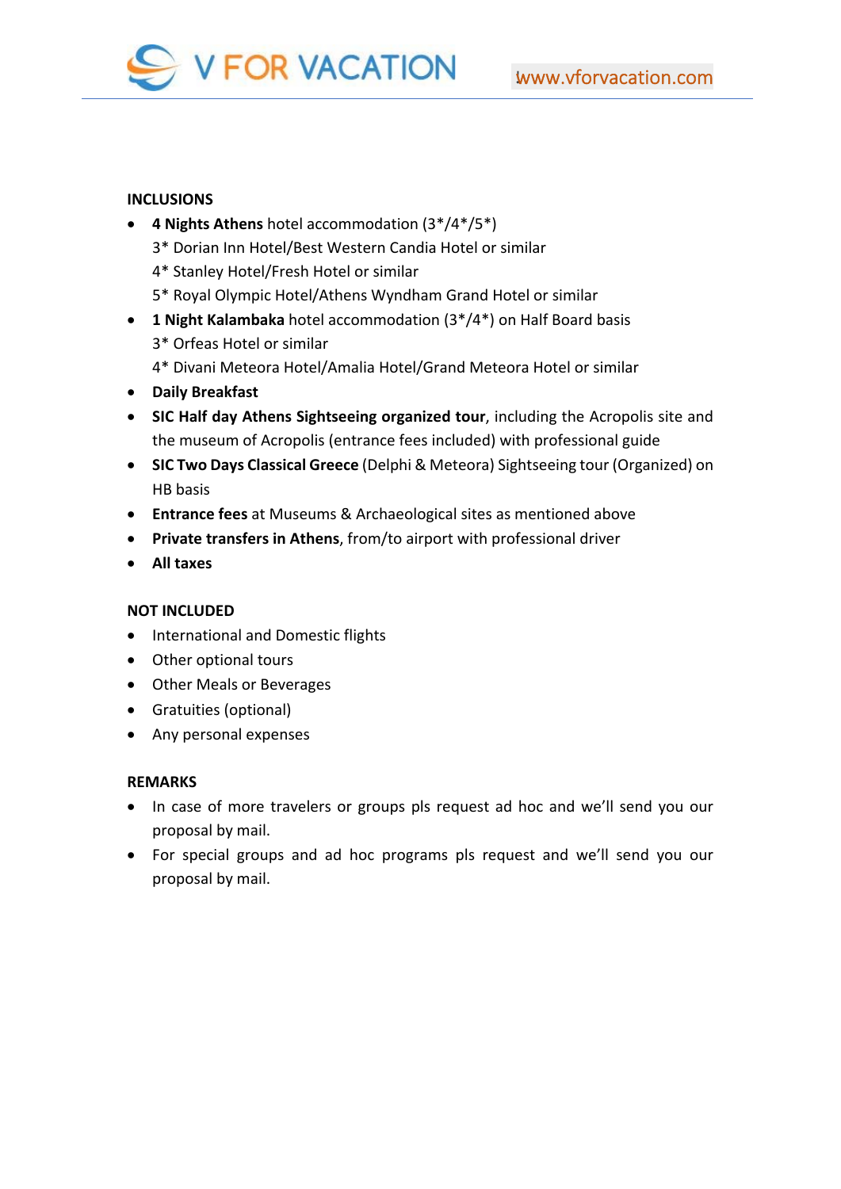## INCLUSIONS

- **4 Nights Athens** hotel accommodation (3*/4*/5*)
  3* Dorian Inn Hotel/Best Western Candia Hotel or similar
  4* Stanley Hotel/Fresh Hotel or similar
  5* Royal Olympic Hotel/Athens Wyndham Grand Hotel or similar
- **1 Night Kalambaka** hotel accommodation (3*/4*) on Half Board basis
  3* Orfeas Hotel or similar
  4* Divani Meteora Hotel/Amalia Hotel/Grand Meteora Hotel or similar
- **Daily Breakfast**
- **SIC Half day Athens Sightseeing organized tour**, including the Acropolis site and the museum of Acropolis (entrance fees included) with professional guide
- **SIC Two Days Classical Greece** (Delphi & Meteora) Sightseeing tour (Organized) on HB basis
- **Entrance fees** at Museums & Archaeological sites as mentioned above
- **Private transfers in Athens**, from/to airport with professional driver
- **All taxes**

## NOT INCLUDED

- International and Domestic flights
- Other optional tours
- Other Meals or Beverages
- Gratuities (optional)
- Any personal expenses

## REMARKS

- In case of more travelers or groups pls request ad hoc and we'll send you our proposal by mail.
- For special groups and ad hoc programs pls request and we'll send you our proposal by mail.